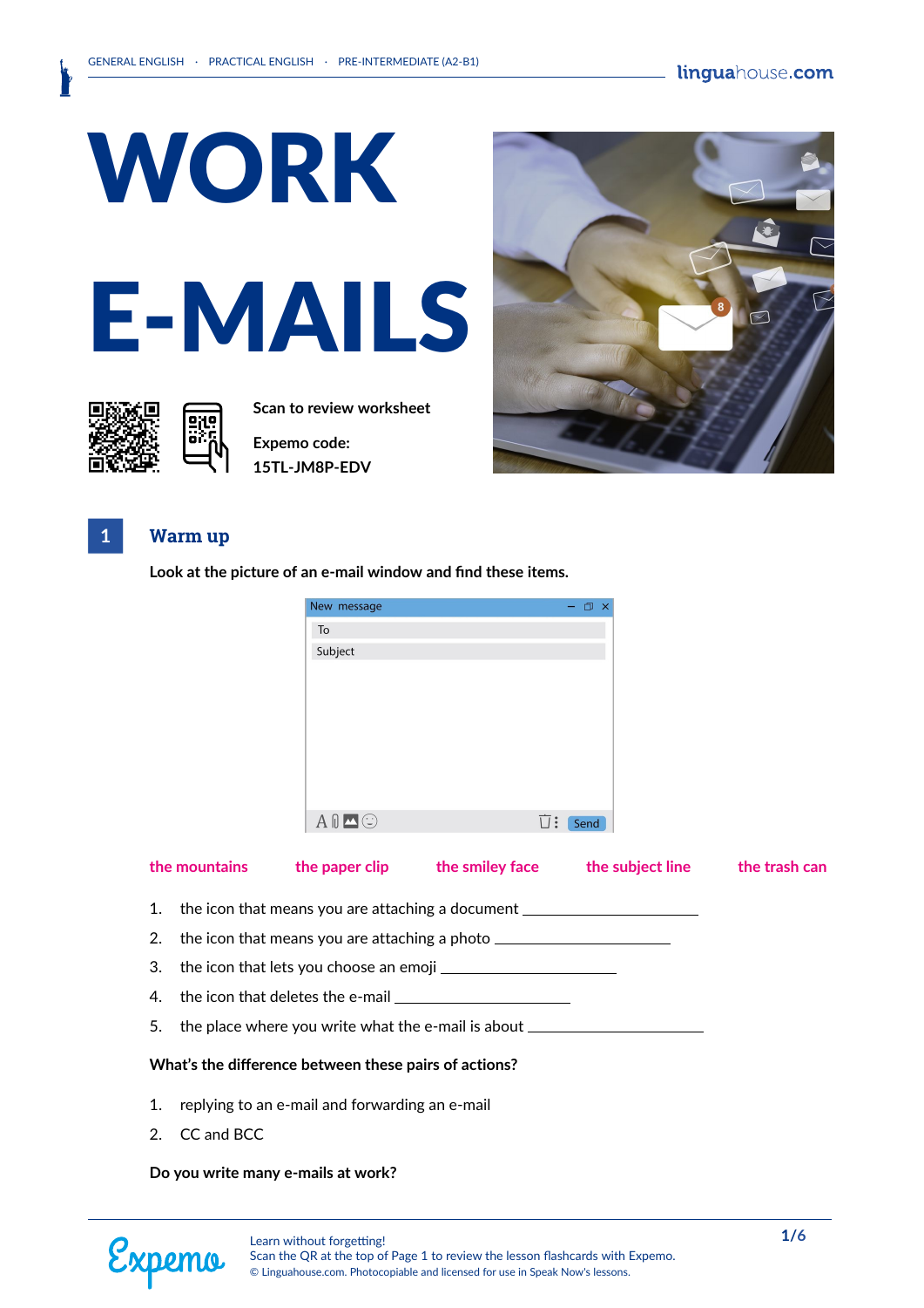GENERAL ENGLISH · PRACTICAL ENGLISH · PRE-INTERMEDIATE (A2-B1)

# WORK E-MAILS

Scan to review worksheet

Expemo code:
15TL-JM8P-EDV

## 1 Warm up

**Look at the picture of an e-mail window and find these items.**

New message
To
Subject
Send

the mountains · the paper clip · the smiley face · the subject line · the trash can

1. the icon that means you are attaching a document ______________
2. the icon that means you are attaching a photo ______________
3. the icon that lets you choose an emoji ______________
4. the icon that deletes the e-mail ______________
5. the place where you write what the e-mail is about ______________

**What's the difference between these pairs of actions?**

1. replying to an e-mail and forwarding an e-mail
2. CC and BCC

**Do you write many e-mails at work?**

Learn without forgetting!
Scan the QR at the top of Page 1 to review the lesson flashcards with Expemo.
© Linguahouse.com. Photocopiable and licensed for use in Speak Now's lessons.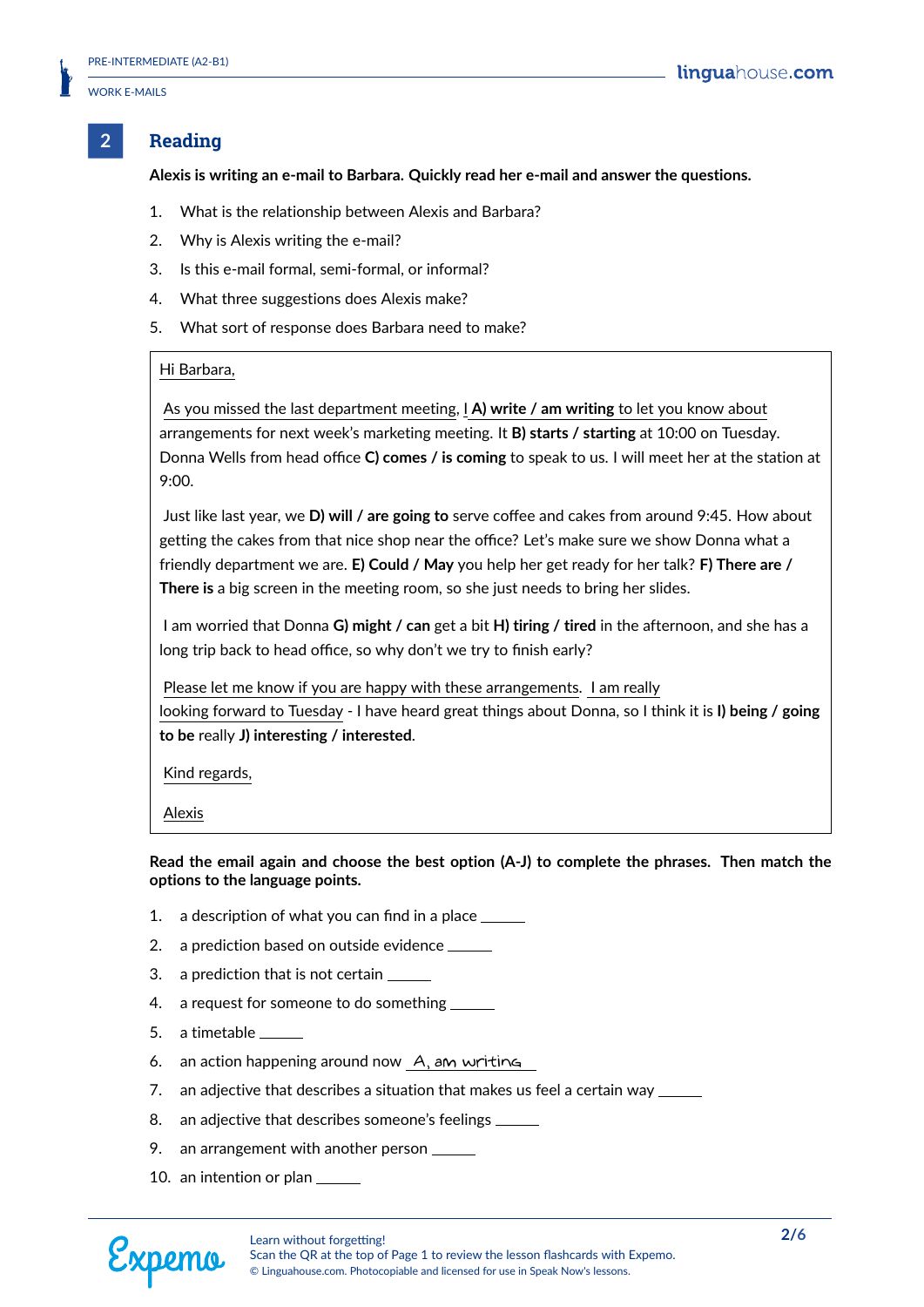## 2 Reading

**Alexis is writing an e-mail to Barbara. Quickly read her e-mail and answer the questions.**

1. What is the relationship between Alexis and Barbara?
2. Why is Alexis writing the e-mail?
3. Is this e-mail formal, semi-formal, or informal?
4. What three suggestions does Alexis make?
5. What sort of response does Barbara need to make?

---

Hi Barbara,

As you missed the last department meeting, I **A) write / am writing** to let you know about arrangements for next week's marketing meeting. It **B) starts / starting** at 10:00 on Tuesday. Donna Wells from head office **C) comes / is coming** to speak to us. I will meet her at the station at 9:00.

Just like last year, we **D) will / are going to** serve coffee and cakes from around 9:45. How about getting the cakes from that nice shop near the office? Let's make sure we show Donna what a friendly department we are. **E) Could / May** you help her get ready for her talk? **F) There are / There is** a big screen in the meeting room, so she just needs to bring her slides.

I am worried that Donna **G) might / can** get a bit **H) tiring / tired** in the afternoon, and she has a long trip back to head office, so why don't we try to finish early?

Please let me know if you are happy with these arrangements. I am really looking forward to Tuesday - I have heard great things about Donna, so I think it is **I) being / going to be** really **J) interesting / interested**.

Kind regards,

Alexis

---

**Read the email again and choose the best option (A-J) to complete the phrases. Then match the options to the language points.**

1. a description of what you can find in a place ______
2. a prediction based on outside evidence ______
3. a prediction that is not certain ______
4. a request for someone to do something ______
5. a timetable ______
6. an action happening around now A, am writing
7. an adjective that describes a situation that makes us feel a certain way ______
8. an adjective that describes someone's feelings ______
9. an arrangement with another person ______
10. an intention or plan ______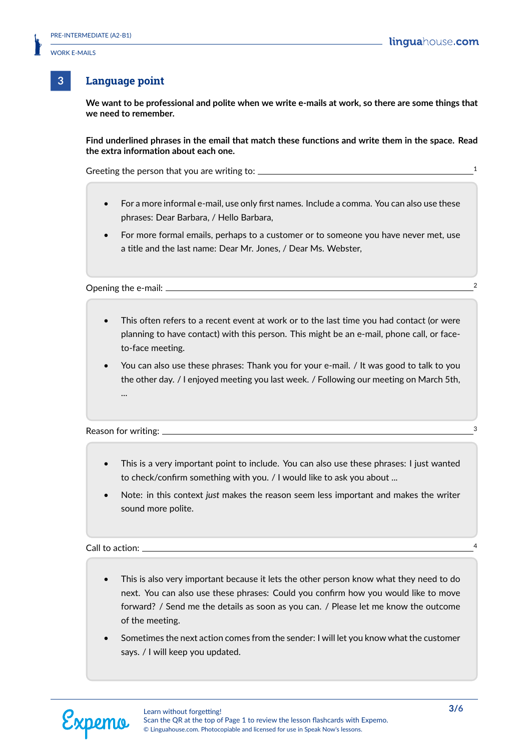## 3 Language point

**We want to be professional and polite when we write e-mails at work, so there are some things that we need to remember.**

**Find underlined phrases in the email that match these functions and write them in the space. Read the extra information about each one.**

Greeting the person that you are writing to: ______________________________ [1]

- For a more informal e-mail, use only first names. Include a comma. You can also use these phrases: Dear Barbara, / Hello Barbara,
- For more formal emails, perhaps to a customer or to someone you have never met, use a title and the last name: Dear Mr. Jones, / Dear Ms. Webster,

Opening the e-mail: ______________________________ [2]

- This often refers to a recent event at work or to the last time you had contact (or were planning to have contact) with this person. This might be an e-mail, phone call, or face-to-face meeting.
- You can also use these phrases: Thank you for your e-mail. / It was good to talk to you the other day. / I enjoyed meeting you last week. / Following our meeting on March 5th, ...

Reason for writing: ______________________________ [3]

- This is a very important point to include. You can also use these phrases: I just wanted to check/confirm something with you. / I would like to ask you about ...
- Note: in this context *just* makes the reason seem less important and makes the writer sound more polite.

Call to action: ______________________________ [4]

- This is also very important because it lets the other person know what they need to do next. You can also use these phrases: Could you confirm how you would like to move forward? / Send me the details as soon as you can. / Please let me know the outcome of the meeting.
- Sometimes the next action comes from the sender: I will let you know what the customer says. / I will keep you updated.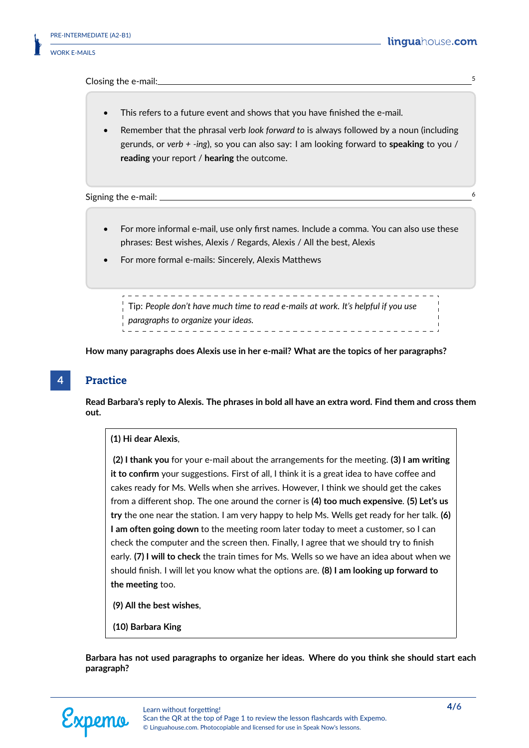Closing the e-mail: ______________________________________________ [5]

- This refers to a future event and shows that you have finished the e-mail.
- Remember that the phrasal verb *look forward to* is always followed by a noun (including gerunds, or *verb + -ing*), so you can also say: I am looking forward to **speaking** to you / **reading** your report / **hearing** the outcome.

Signing the e-mail: ______________________________________________ [6]

- For more informal e-mail, use only first names. Include a comma. You can also use these phrases: Best wishes, Alexis / Regards, Alexis / All the best, Alexis
- For more formal e-mails: Sincerely, Alexis Matthews

> Tip: *People don't have much time to read e-mails at work. It's helpful if you use paragraphs to organize your ideas.*

**How many paragraphs does Alexis use in her e-mail? What are the topics of her paragraphs?**

## 4 Practice

**Read Barbara's reply to Alexis. The phrases in bold all have an extra word. Find them and cross them out.**

**(1) Hi dear Alexis**,

**(2) I thank you** for your e-mail about the arrangements for the meeting. **(3) I am writing it to confirm** your suggestions. First of all, I think it is a great idea to have coffee and cakes ready for Ms. Wells when she arrives. However, I think we should get the cakes from a different shop. The one around the corner is **(4) too much expensive**. **(5) Let's us try** the one near the station. I am very happy to help Ms. Wells get ready for her talk. **(6) I am often going down** to the meeting room later today to meet a customer, so I can check the computer and the screen then. Finally, I agree that we should try to finish early. **(7) I will to check** the train times for Ms. Wells so we have an idea about when we should finish. I will let you know what the options are. **(8) I am looking up forward to the meeting** too.

**(9) All the best wishes**,

**(10) Barbara King**

**Barbara has not used paragraphs to organize her ideas. Where do you think she should start each paragraph?**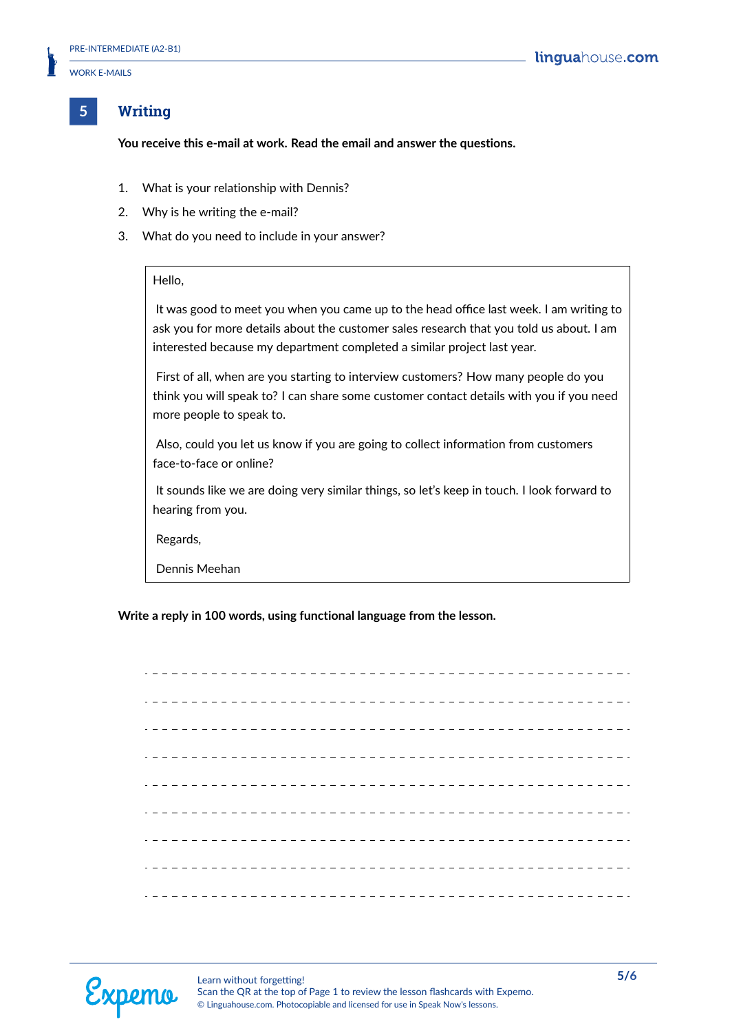## 5 Writing

**You receive this e-mail at work. Read the email and answer the questions.**

1. What is your relationship with Dennis?
2. Why is he writing the e-mail?
3. What do you need to include in your answer?

> Hello,
>
> It was good to meet you when you came up to the head office last week. I am writing to ask you for more details about the customer sales research that you told us about. I am interested because my department completed a similar project last year.
>
> First of all, when are you starting to interview customers? How many people do you think you will speak to? I can share some customer contact details with you if you need more people to speak to.
>
> Also, could you let us know if you are going to collect information from customers face-to-face or online?
>
> It sounds like we are doing very similar things, so let's keep in touch. I look forward to hearing from you.
>
> Regards,
>
> Dennis Meehan

**Write a reply in 100 words, using functional language from the lesson.**

- - - - - - - - - - - - - - - - - - - - - - - - - - - - - - - - - - - - - - - - - - - - - - -

- - - - - - - - - - - - - - - - - - - - - - - - - - - - - - - - - - - - - - - - - - - - - - -

- - - - - - - - - - - - - - - - - - - - - - - - - - - - - - - - - - - - - - - - - - - - - - -

- - - - - - - - - - - - - - - - - - - - - - - - - - - - - - - - - - - - - - - - - - - - - - -

- - - - - - - - - - - - - - - - - - - - - - - - - - - - - - - - - - - - - - - - - - - - - - -

- - - - - - - - - - - - - - - - - - - - - - - - - - - - - - - - - - - - - - - - - - - - - - -

- - - - - - - - - - - - - - - - - - - - - - - - - - - - - - - - - - - - - - - - - - - - - - -

- - - - - - - - - - - - - - - - - - - - - - - - - - - - - - - - - - - - - - - - - - - - - - -

- - - - - - - - - - - - - - - - - - - - - - - - - - - - - - - - - - - - - - - - - - - - - - -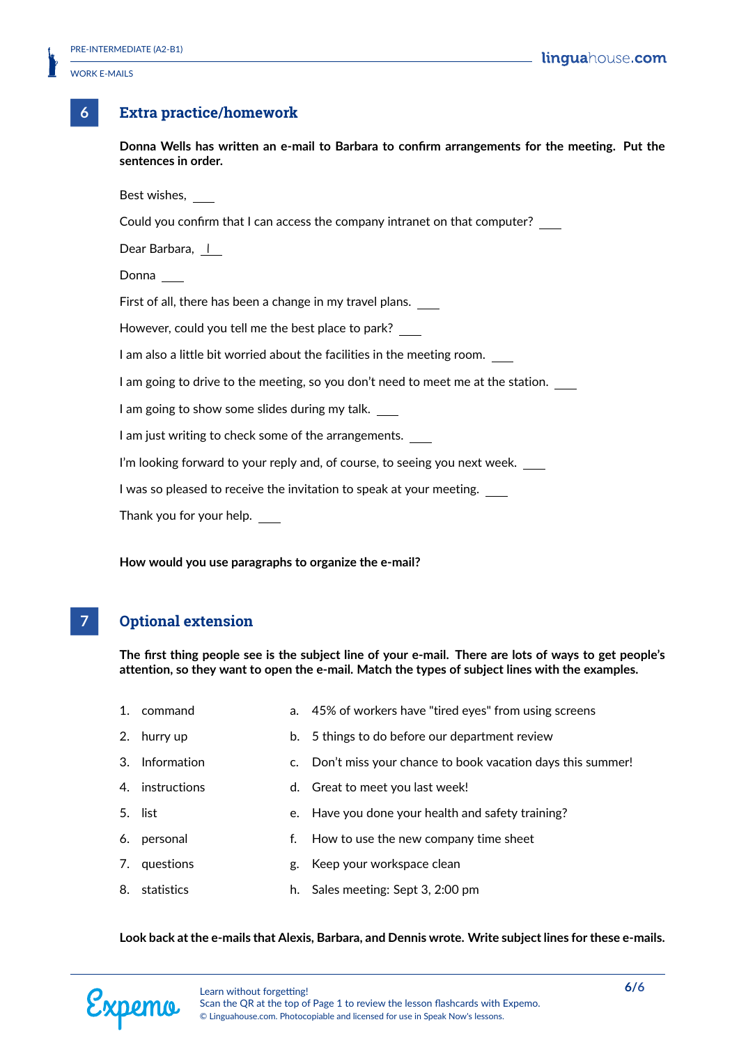## 6 Extra practice/homework

**Donna Wells has written an e-mail to Barbara to confirm arrangements for the meeting. Put the sentences in order.**

Best wishes, ___

Could you confirm that I can access the company intranet on that computer? ___

Dear Barbara, _1_

Donna ___

First of all, there has been a change in my travel plans. ___

However, could you tell me the best place to park? ___

I am also a little bit worried about the facilities in the meeting room. ___

I am going to drive to the meeting, so you don't need to meet me at the station. ___

I am going to show some slides during my talk. ___

I am just writing to check some of the arrangements. ___

I'm looking forward to your reply and, of course, to seeing you next week. ___

I was so pleased to receive the invitation to speak at your meeting. ___

Thank you for your help. ___

**How would you use paragraphs to organize the e-mail?**

## 7 Optional extension

**The first thing people see is the subject line of your e-mail. There are lots of ways to get people's attention, so they want to open the e-mail. Match the types of subject lines with the examples.**

1. command
2. hurry up
3. Information
4. instructions
5. list
6. personal
7. questions
8. statistics

a. 45% of workers have "tired eyes" from using screens
b. 5 things to do before our department review
c. Don't miss your chance to book vacation days this summer!
d. Great to meet you last week!
e. Have you done your health and safety training?
f. How to use the new company time sheet
g. Keep your workspace clean
h. Sales meeting: Sept 3, 2:00 pm

**Look back at the e-mails that Alexis, Barbara, and Dennis wrote. Write subject lines for these e-mails.**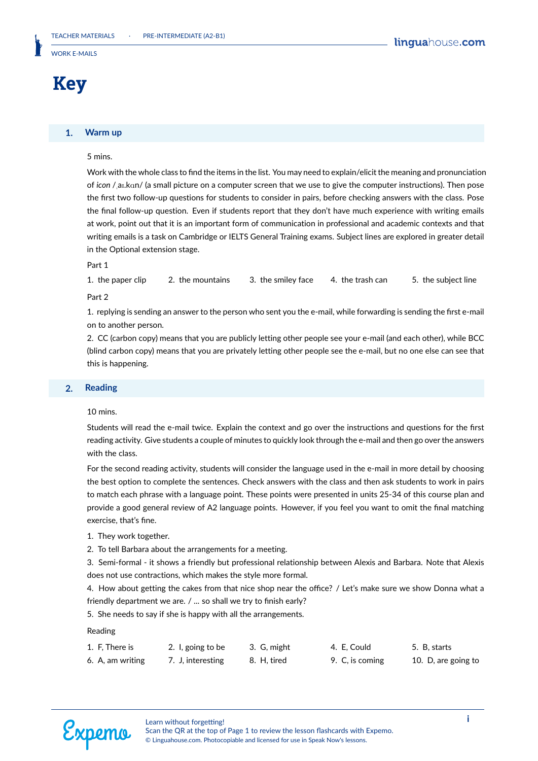# Key

## 1. Warm up

5 mins.

Work with the whole class to find the items in the list. You may need to explain/elicit the meaning and pronunciation of *icon* /ˌaɪ.kɑn/ (a small picture on a computer screen that we use to give the computer instructions). Then pose the first two follow-up questions for students to consider in pairs, before checking answers with the class. Pose the final follow-up question. Even if students report that they don't have much experience with writing emails at work, point out that it is an important form of communication in professional and academic contexts and that writing emails is a task on Cambridge or IELTS General Training exams. Subject lines are explored in greater detail in the Optional extension stage.

Part 1

1. the paper clip
2. the mountains
3. the smiley face
4. the trash can
5. the subject line

Part 2

1. replying is sending an answer to the person who sent you the e-mail, while forwarding is sending the first e-mail on to another person.
2. CC (carbon copy) means that you are publicly letting other people see your e-mail (and each other), while BCC (blind carbon copy) means that you are privately letting other people see the e-mail, but no one else can see that this is happening.

## 2. Reading

10 mins.

Students will read the e-mail twice. Explain the context and go over the instructions and questions for the first reading activity. Give students a couple of minutes to quickly look through the e-mail and then go over the answers with the class.

For the second reading activity, students will consider the language used in the e-mail in more detail by choosing the best option to complete the sentences. Check answers with the class and then ask students to work in pairs to match each phrase with a language point. These points were presented in units 25-34 of this course plan and provide a good general review of A2 language points. However, if you feel you want to omit the final matching exercise, that's fine.

1. They work together.
2. To tell Barbara about the arrangements for a meeting.
3. Semi-formal - it shows a friendly but professional relationship between Alexis and Barbara. Note that Alexis does not use contractions, which makes the style more formal.
4. How about getting the cakes from that nice shop near the office? / Let's make sure we show Donna what a friendly department we are. / ... so shall we try to finish early?
5. She needs to say if she is happy with all the arrangements.

Reading

1. F, There is
2. I, going to be
3. G, might
4. E, Could
5. B, starts
6. A, am writing
7. J, interesting
8. H, tired
9. C, is coming
10. D, are going to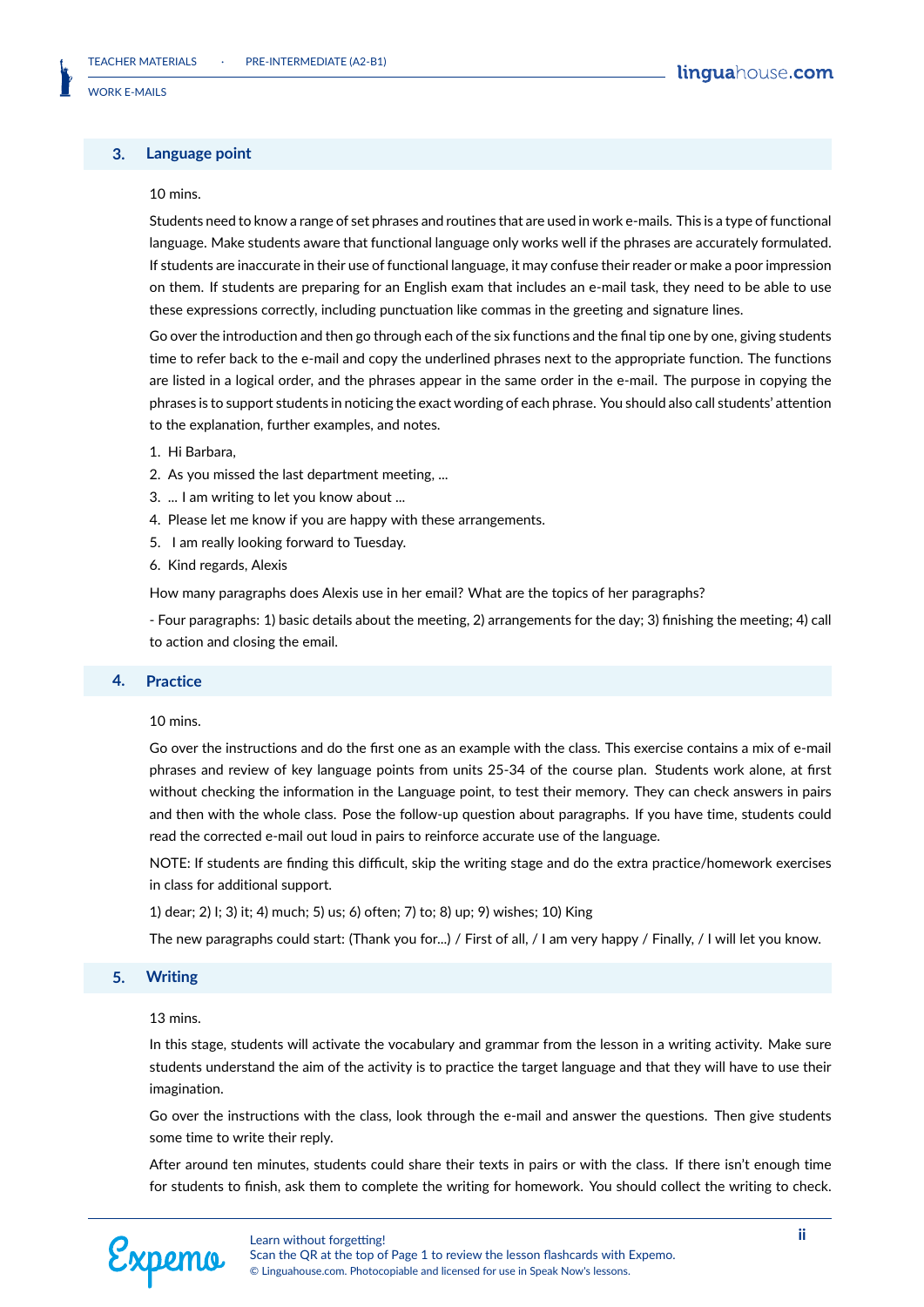## 3. Language point

10 mins.

Students need to know a range of set phrases and routines that are used in work e-mails. This is a type of functional language. Make students aware that functional language only works well if the phrases are accurately formulated. If students are inaccurate in their use of functional language, it may confuse their reader or make a poor impression on them. If students are preparing for an English exam that includes an e-mail task, they need to be able to use these expressions correctly, including punctuation like commas in the greeting and signature lines.

Go over the introduction and then go through each of the six functions and the final tip one by one, giving students time to refer back to the e-mail and copy the underlined phrases next to the appropriate function. The functions are listed in a logical order, and the phrases appear in the same order in the e-mail. The purpose in copying the phrases is to support students in noticing the exact wording of each phrase. You should also call students' attention to the explanation, further examples, and notes.

1. Hi Barbara,
2. As you missed the last department meeting, ...
3. ... I am writing to let you know about ...
4. Please let me know if you are happy with these arrangements.
5. I am really looking forward to Tuesday.
6. Kind regards, Alexis

How many paragraphs does Alexis use in her email? What are the topics of her paragraphs?

- Four paragraphs: 1) basic details about the meeting, 2) arrangements for the day; 3) finishing the meeting; 4) call to action and closing the email.

## 4. Practice

10 mins.

Go over the instructions and do the first one as an example with the class. This exercise contains a mix of e-mail phrases and review of key language points from units 25-34 of the course plan. Students work alone, at first without checking the information in the Language point, to test their memory. They can check answers in pairs and then with the whole class. Pose the follow-up question about paragraphs. If you have time, students could read the corrected e-mail out loud in pairs to reinforce accurate use of the language.

NOTE: If students are finding this difficult, skip the writing stage and do the extra practice/homework exercises in class for additional support.

1) dear; 2) I; 3) it; 4) much; 5) us; 6) often; 7) to; 8) up; 9) wishes; 10) King

The new paragraphs could start: (Thank you for...) / First of all, / I am very happy / Finally, / I will let you know.

## 5. Writing

13 mins.

In this stage, students will activate the vocabulary and grammar from the lesson in a writing activity. Make sure students understand the aim of the activity is to practice the target language and that they will have to use their imagination.

Go over the instructions with the class, look through the e-mail and answer the questions. Then give students some time to write their reply.

After around ten minutes, students could share their texts in pairs or with the class. If there isn't enough time for students to finish, ask them to complete the writing for homework. You should collect the writing to check.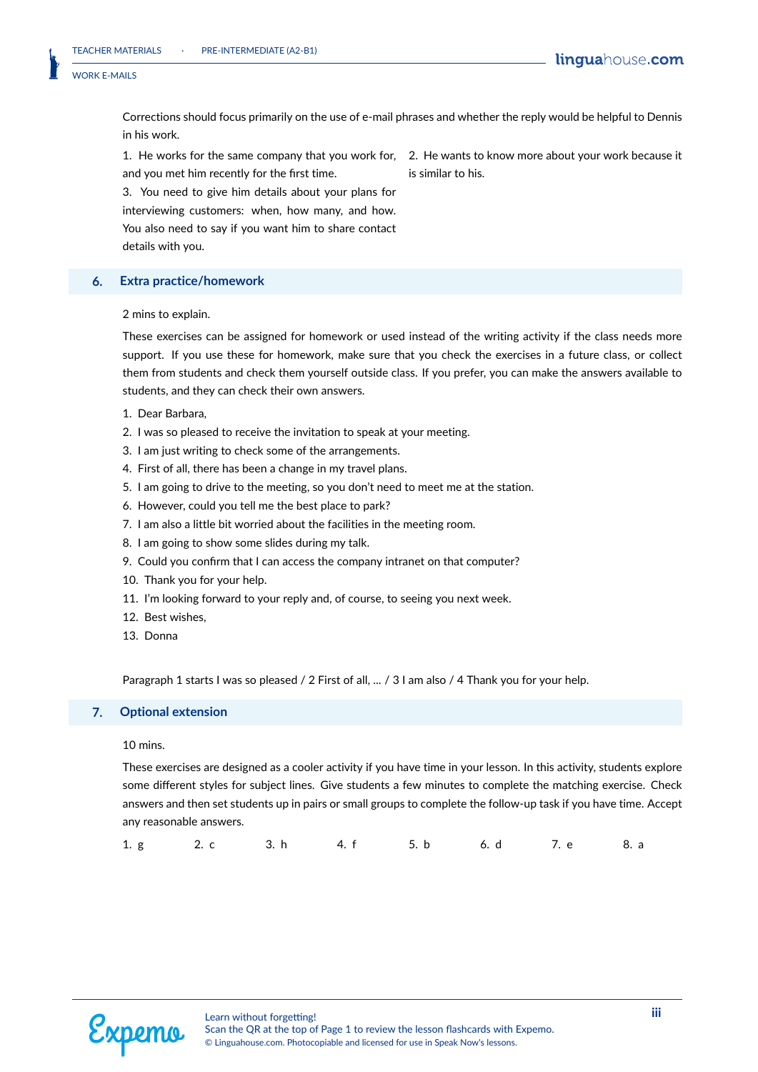Corrections should focus primarily on the use of e-mail phrases and whether the reply would be helpful to Dennis in his work.

1. He works for the same company that you work for, and you met him recently for the first time.
2. He wants to know more about your work because it is similar to his.
3. You need to give him details about your plans for interviewing customers: when, how many, and how. You also need to say if you want him to share contact details with you.

## 6. Extra practice/homework

2 mins to explain.

These exercises can be assigned for homework or used instead of the writing activity if the class needs more support. If you use these for homework, make sure that you check the exercises in a future class, or collect them from students and check them yourself outside class. If you prefer, you can make the answers available to students, and they can check their own answers.

1. Dear Barbara,
2. I was so pleased to receive the invitation to speak at your meeting.
3. I am just writing to check some of the arrangements.
4. First of all, there has been a change in my travel plans.
5. I am going to drive to the meeting, so you don't need to meet me at the station.
6. However, could you tell me the best place to park?
7. I am also a little bit worried about the facilities in the meeting room.
8. I am going to show some slides during my talk.
9. Could you confirm that I can access the company intranet on that computer?
10. Thank you for your help.
11. I'm looking forward to your reply and, of course, to seeing you next week.
12. Best wishes,
13. Donna

Paragraph 1 starts I was so pleased / 2 First of all, ... / 3 I am also / 4 Thank you for your help.

## 7. Optional extension

10 mins.

These exercises are designed as a cooler activity if you have time in your lesson. In this activity, students explore some different styles for subject lines. Give students a few minutes to complete the matching exercise. Check answers and then set students up in pairs or small groups to complete the follow-up task if you have time. Accept any reasonable answers.

1. g  2. c  3. h  4. f  5. b  6. d  7. e  8. a